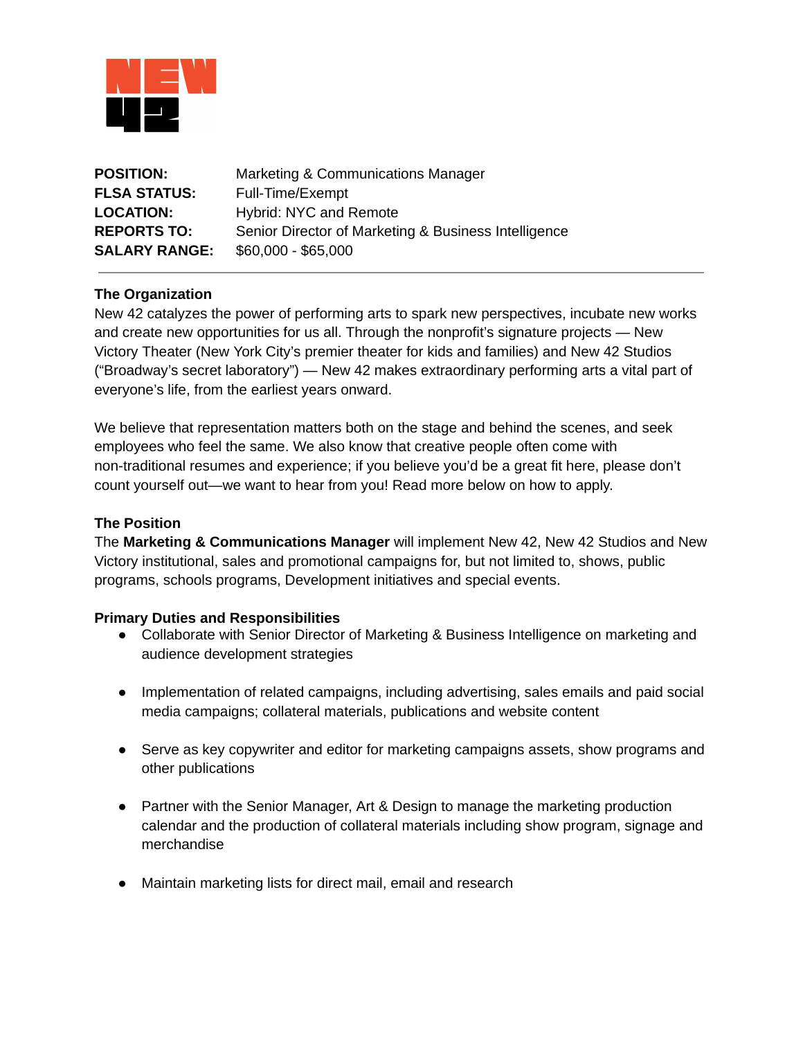**POSITION:** Marketing & Communications Manager
**FLSA STATUS:** Full-Time/Exempt
**LOCATION:** Hybrid: NYC and Remote
**REPORTS TO:** Senior Director of Marketing & Business Intelligence
**SALARY RANGE:** $60,000 - $65,000

---

**The Organization**
New 42 catalyzes the power of performing arts to spark new perspectives, incubate new works and create new opportunities for us all. Through the nonprofit's signature projects — New Victory Theater (New York City's premier theater for kids and families) and New 42 Studios ("Broadway's secret laboratory") — New 42 makes extraordinary performing arts a vital part of everyone's life, from the earliest years onward.

We believe that representation matters both on the stage and behind the scenes, and seek employees who feel the same. We also know that creative people often come with non-traditional resumes and experience; if you believe you'd be a great fit here, please don't count yourself out—we want to hear from you! Read more below on how to apply.

**The Position**
The **Marketing & Communications Manager** will implement New 42, New 42 Studios and New Victory institutional, sales and promotional campaigns for, but not limited to, shows, public programs, schools programs, Development initiatives and special events.

**Primary Duties and Responsibilities**

- Collaborate with Senior Director of Marketing & Business Intelligence on marketing and audience development strategies
- Implementation of related campaigns, including advertising, sales emails and paid social media campaigns; collateral materials, publications and website content
- Serve as key copywriter and editor for marketing campaigns assets, show programs and other publications
- Partner with the Senior Manager, Art & Design to manage the marketing production calendar and the production of collateral materials including show program, signage and merchandise
- Maintain marketing lists for direct mail, email and research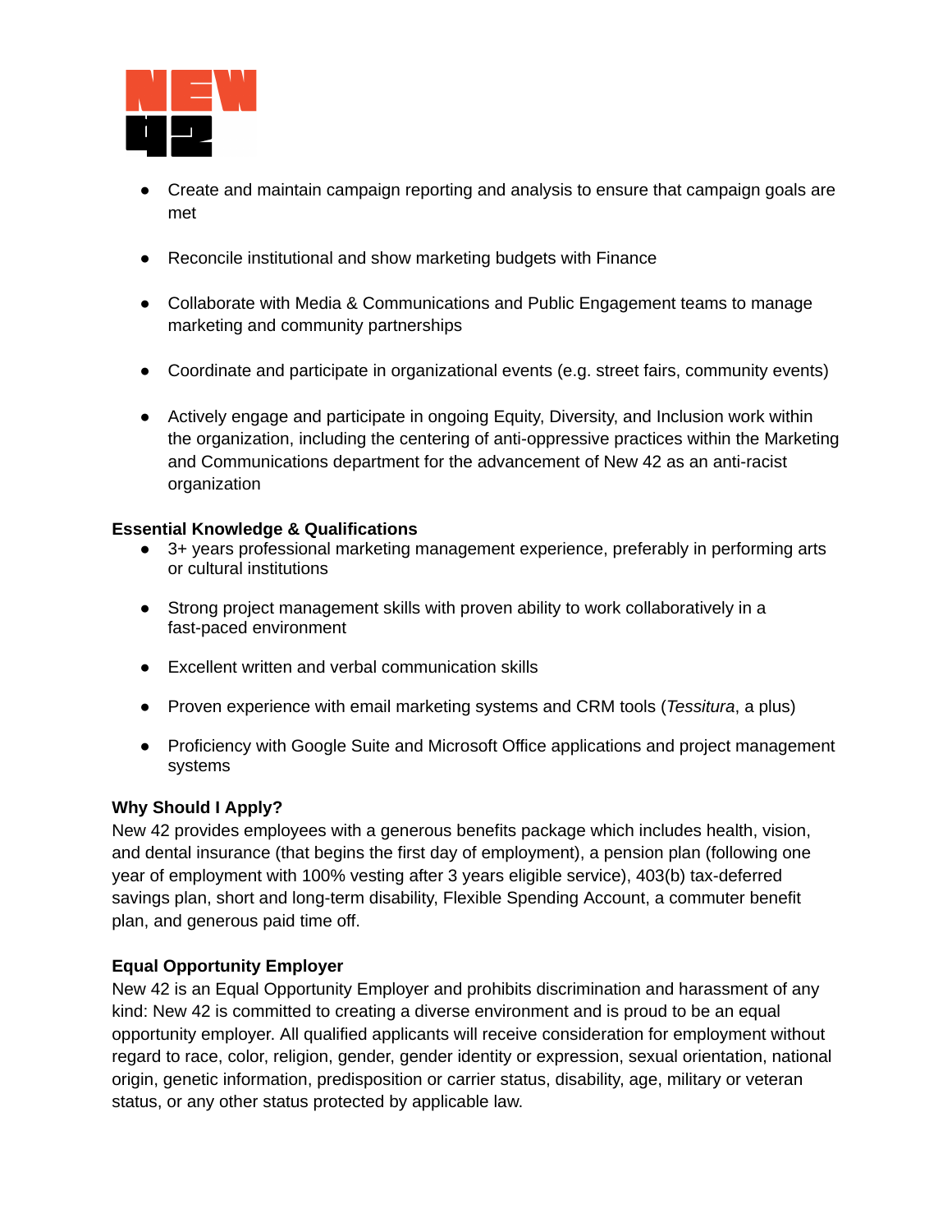- Create and maintain campaign reporting and analysis to ensure that campaign goals are met
- Reconcile institutional and show marketing budgets with Finance
- Collaborate with Media & Communications and Public Engagement teams to manage marketing and community partnerships
- Coordinate and participate in organizational events (e.g. street fairs, community events)
- Actively engage and participate in ongoing Equity, Diversity, and Inclusion work within the organization, including the centering of anti-oppressive practices within the Marketing and Communications department for the advancement of New 42 as an anti-racist organization

**Essential Knowledge & Qualifications**

- 3+ years professional marketing management experience, preferably in performing arts or cultural institutions
- Strong project management skills with proven ability to work collaboratively in a fast-paced environment
- Excellent written and verbal communication skills
- Proven experience with email marketing systems and CRM tools (*Tessitura*, a plus)
- Proficiency with Google Suite and Microsoft Office applications and project management systems

**Why Should I Apply?**

New 42 provides employees with a generous benefits package which includes health, vision, and dental insurance (that begins the first day of employment), a pension plan (following one year of employment with 100% vesting after 3 years eligible service), 403(b) tax-deferred savings plan, short and long-term disability, Flexible Spending Account, a commuter benefit plan, and generous paid time off.

**Equal Opportunity Employer**

New 42 is an Equal Opportunity Employer and prohibits discrimination and harassment of any kind: New 42 is committed to creating a diverse environment and is proud to be an equal opportunity employer. All qualified applicants will receive consideration for employment without regard to race, color, religion, gender, gender identity or expression, sexual orientation, national origin, genetic information, predisposition or carrier status, disability, age, military or veteran status, or any other status protected by applicable law.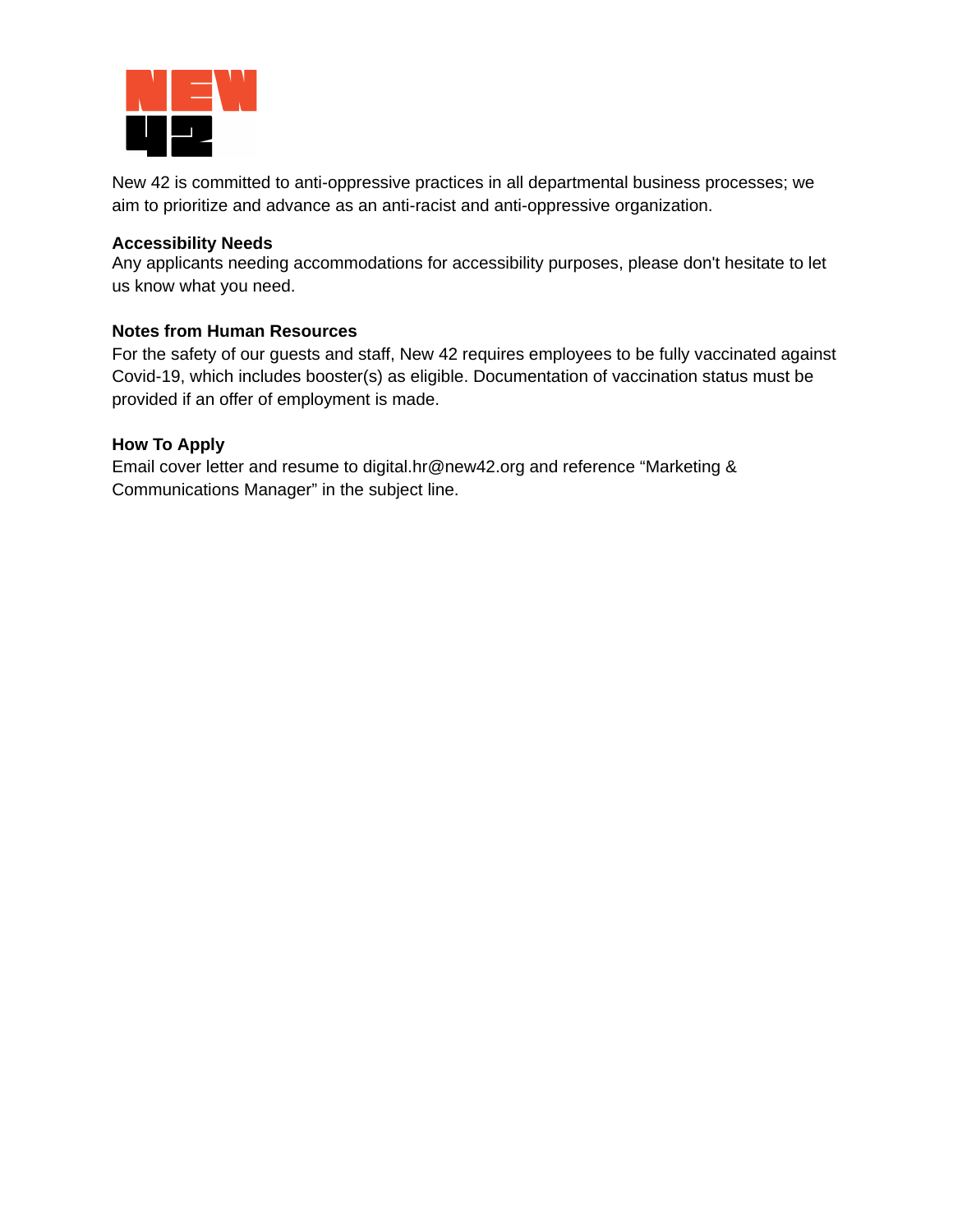New 42 is committed to anti-oppressive practices in all departmental business processes; we aim to prioritize and advance as an anti-racist and anti-oppressive organization.

**Accessibility Needs**

Any applicants needing accommodations for accessibility purposes, please don't hesitate to let us know what you need.

**Notes from Human Resources**

For the safety of our guests and staff, New 42 requires employees to be fully vaccinated against Covid-19, which includes booster(s) as eligible. Documentation of vaccination status must be provided if an offer of employment is made.

**How To Apply**

Email cover letter and resume to digital.hr@new42.org and reference “Marketing & Communications Manager” in the subject line.